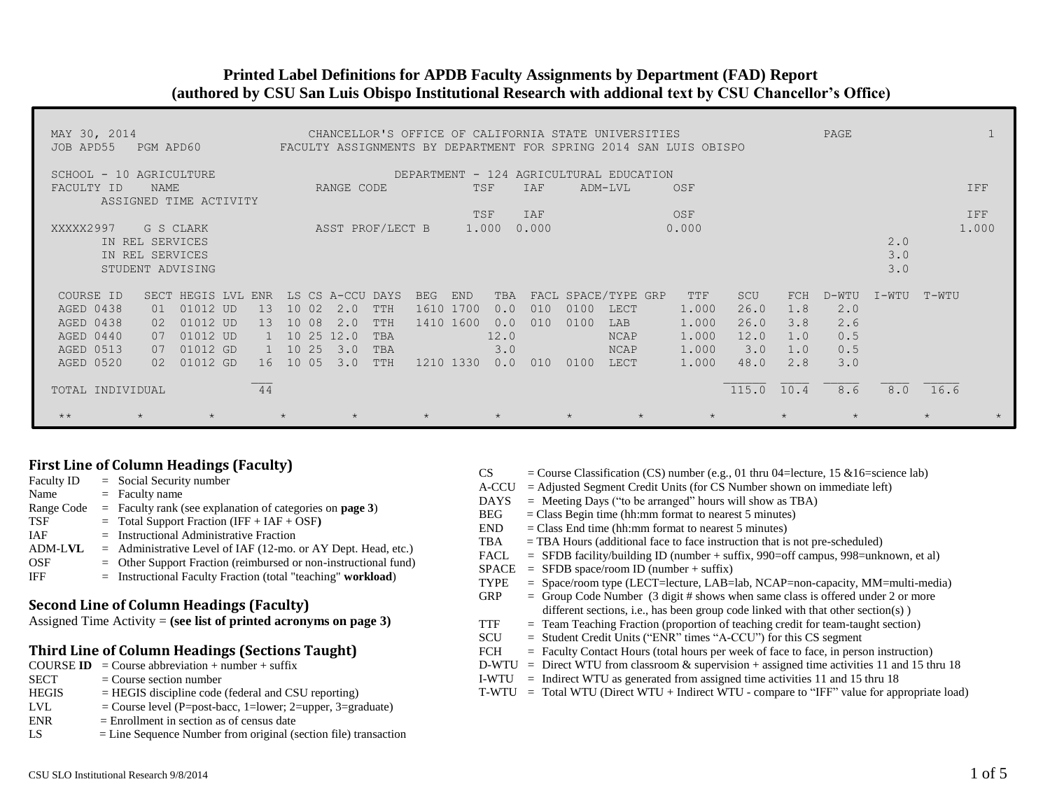# Printed Label Definitions for APDB Faculty Assignments by Department (FAD) Report
**(authored by CSU San Luis Obispo Institutional Research with addional text by CSU Chancellor's Office)**

```
MAY 30, 2014                        CHANCELLOR'S OFFICE OF CALIFORNIA STATE UNIVERSITIES                   PAGE              1
JOB APD55   PGM APD60           FACULTY ASSIGNMENTS BY DEPARTMENT FOR SPRING 2014 SAN LUIS OBISPO

SCHOOL - 10 AGRICULTURE                          DEPARTMENT - 124 AGRICULTURAL EDUCATION
FACULTY ID    NAME                     RANGE CODE           TSF    IAF     ADM-LVL      OSF                                      IFF
      ASSIGNED TIME ACTIVITY
                                                            TSF    IAF                  OSF                                      IFF
XXXXX2997    G S CLARK                 ASST PROF/LECT B     1.000  0.000                0.000                                    1.000
      IN REL SERVICES                                                                                              2.0
      IN REL SERVICES                                                                                              3.0
      STUDENT ADVISING                                                                                             3.0

 COURSE ID    SECT HEGIS LVL ENR  LS CS A-CCU DAYS  BEG  END   TBA  FACL SPACE/TYPE GRP   TTF    SCU   FCH  D-WTU I-WTU T-WTU
 AGED 0438     01  01012 UD   13  10 02   2.0 TTH   1610 1700  0.0  010  0100  LECT      1.000   26.0   1.8   2.0
 AGED 0438     02  01012 UD   13  10 08   2.0 TTH   1410 1600  0.0  010  0100  LAB       1.000   26.0   3.8   2.6
 AGED 0440     07  01012 UD    1  10 25  12.0 TBA             12.0             NCAP      1.000   12.0   1.0   0.5
 AGED 0513     07  01012 GD    1  10 25   3.0 TBA              3.0             NCAP      1.000    3.0   1.0   0.5
 AGED 0520     02  01012 GD   16  10 05   3.0 TTH   1210 1330  0.0  010  0100  LECT      1.000   48.0   2.8   3.0
                             ___                                                                  _____  ____  ____  ____  _____
TOTAL INDIVIDUAL              44                                                                 115.0  10.4   8.6   8.0  16.6

 **         *        *         *         *          *          *          *         *         *         *         *         *         *
```

## First Line of Column Headings (Faculty)

- Faculty ID = Social Security number
- Name = Faculty name
- Range Code = Faculty rank (see explanation of categories on **page 3**)
- TSF = Total Support Fraction (IFF + IAF + OSF**)**
- IAF = Instructional Administrative Fraction
- ADM-L**VL** = Administrative Level of IAF (12-mo. or AY Dept. Head, etc.)
- OSF = Other Support Fraction (reimbursed or non-instructional fund)
- IFF = Instructional Faculty Fraction (total "teaching" **workload**)

## Second Line of Column Headings (Faculty)

Assigned Time Activity = **(see list of printed acronyms on page 3)**

## Third Line of Column Headings (Sections Taught)

- COURSE **ID** = Course abbreviation + number + suffix
- SECT = Course section number
- HEGIS = HEGIS discipline code (federal and CSU reporting)
- LVL = Course level (P=post-bacc, 1=lower; 2=upper, 3=graduate)
- ENR = Enrollment in section as of census date
- LS = Line Sequence Number from original (section file) transaction
- CS = Course Classification (CS) number (e.g., 01 thru 04=lecture, 15 &16=science lab)
- A-CCU = Adjusted Segment Credit Units (for CS Number shown on immediate left)
- DAYS = Meeting Days ("to be arranged" hours will show as TBA)
- BEG = Class Begin time (hh:mm format to nearest 5 minutes)
- END = Class End time (hh:mm format to nearest 5 minutes)
- TBA = TBA Hours (additional face to face instruction that is not pre-scheduled)
- FACL = SFDB facility/building ID (number + suffix, 990=off campus, 998=unknown, et al)
- SPACE = SFDB space/room ID (number + suffix)
- TYPE = Space/room type (LECT=lecture, LAB=lab, NCAP=non-capacity, MM=multi-media)
- GRP = Group Code Number (3 digit # shows when same class is offered under 2 or more different sections, i.e., has been group code linked with that other section(s) )
- TTF = Team Teaching Fraction (proportion of teaching credit for team-taught section)
- SCU = Student Credit Units ("ENR" times "A-CCU") for this CS segment
- FCH = Faculty Contact Hours (total hours per week of face to face, in person instruction)
- D-WTU = Direct WTU from classroom & supervision + assigned time activities 11 and 15 thru 18
- I-WTU = Indirect WTU as generated from assigned time activities 11 and 15 thru 18
- T-WTU = Total WTU (Direct WTU + Indirect WTU - compare to "IFF" value for appropriate load)

CSU SLO Institutional Research 9/8/2014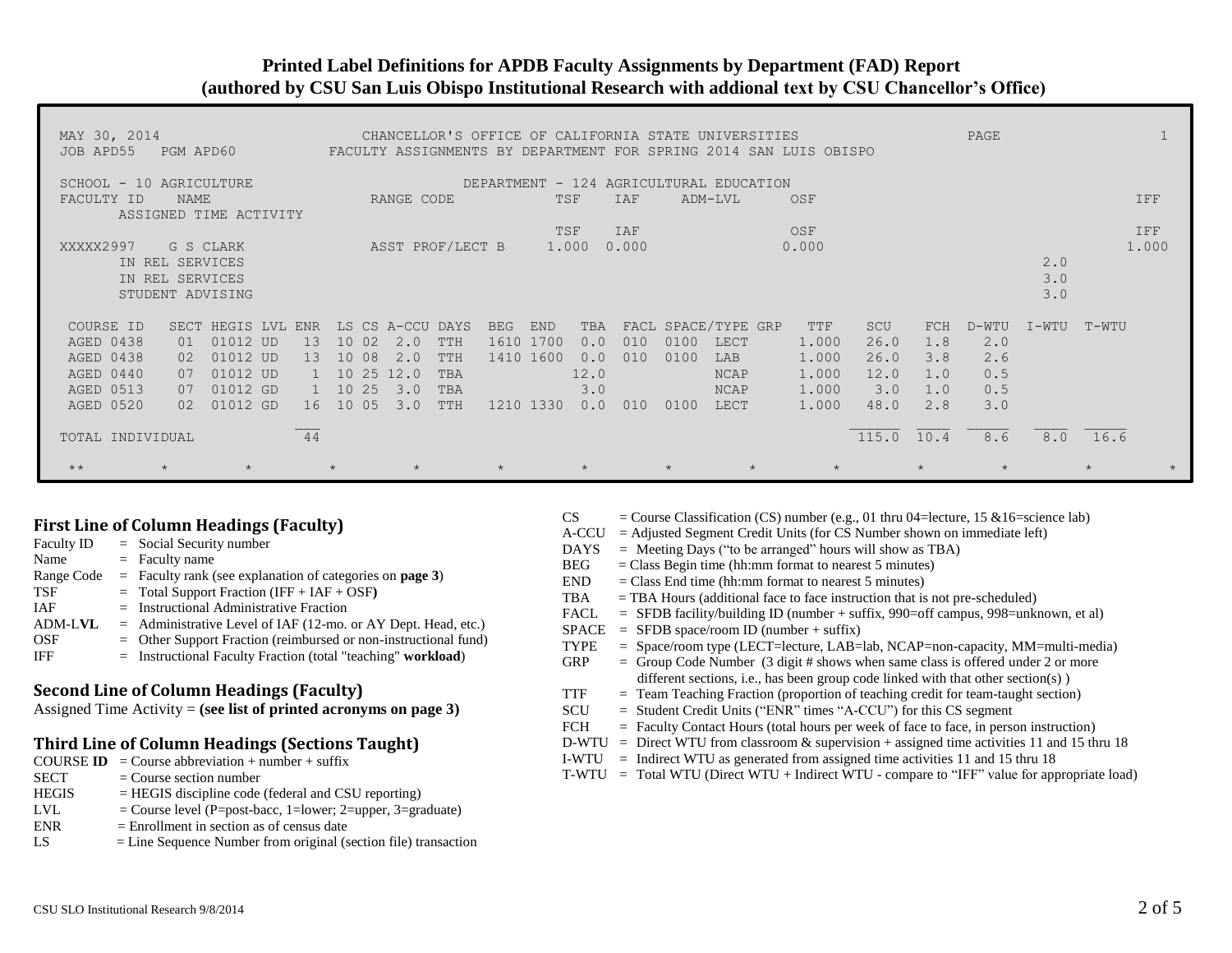# Printed Label Definitions for APDB Faculty Assignments by Department (FAD) Report
## (authored by CSU San Luis Obispo Institutional Research with addional text by CSU Chancellor's Office)

```
MAY 30, 2014                          CHANCELLOR'S OFFICE OF CALIFORNIA STATE UNIVERSITIES                    PAGE           1
JOB APD55   PGM APD60            FACULTY ASSIGNMENTS BY DEPARTMENT FOR SPRING 2014 SAN LUIS OBISPO

SCHOOL - 10 AGRICULTURE                          DEPARTMENT - 124 AGRICULTURAL EDUCATION
FACULTY ID    NAME                     RANGE CODE           TSF      IAF      ADM-LVL      OSF                              IFF
      ASSIGNED TIME ACTIVITY
                                                            TSF      IAF                   OSF                              IFF
XXXXX2997    G S CLARK                 ASST PROF/LECT B     1.000   0.000                  0.000                            1.000
      IN REL SERVICES                                                                                              2.0
      IN REL SERVICES                                                                                              3.0
      STUDENT ADVISING                                                                                             3.0

 COURSE ID    SECT HEGIS LVL ENR  LS CS A-CCU DAYS  BEG  END   TBA  FACL SPACE/TYPE GRP  TTF    SCU   FCH  D-WTU  I-WTU  T-WTU
 AGED 0438     01  01012 UD   13  10 02  2.0  TTH   1610 1700  0.0  010  0100  LECT      1.000  26.0  1.8   2.0
 AGED 0438     02  01012 UD   13  10 08  2.0  TTH   1410 1600  0.0  010  0100  LAB       1.000  26.0  3.8   2.6
 AGED 0440     07  01012 UD    1  10 25 12.0  TBA             12.0             NCAP      1.000  12.0  1.0   0.5
 AGED 0513     07  01012 GD    1  10 25  3.0  TBA              3.0             NCAP      1.000   3.0  1.0   0.5
 AGED 0520     02  01012 GD   16  10 05  3.0  TTH   1210 1330  0.0  010  0100  LECT      1.000  48.0  2.8   3.0

TOTAL INDIVIDUAL              44                                                               115.0  10.4   8.6    8.0   16.6

 **        *        *        *        *        *        *        *        *        *        *        *        *        *
```

### First Line of Column Headings (Faculty)

| | | |
|---|---|---|
| Faculty ID | = | Social Security number |
| Name | = | Faculty name |
| Range Code | = | Faculty rank (see explanation of categories on **page 3**) |
| TSF | = | Total Support Fraction (IFF + IAF + OSF**)** |
| IAF | = | Instructional Administrative Fraction |
| ADM-L**VL** | = | Administrative Level of IAF (12-mo. or AY Dept. Head, etc.) |
| OSF | = | Other Support Fraction (reimbursed or non-instructional fund) |
| IFF | = | Instructional Faculty Fraction (total "teaching" **workload**) |

### Second Line of Column Headings (Faculty)

Assigned Time Activity = **(see list of printed acronyms on page 3)**

### Third Line of Column Headings (Sections Taught)

| | |
|---|---|
| COURSE **ID** | = Course abbreviation + number + suffix |
| SECT | = Course section number |
| HEGIS | = HEGIS discipline code (federal and CSU reporting) |
| LVL | = Course level (P=post-bacc, 1=lower; 2=upper, 3=graduate) |
| ENR | = Enrollment in section as of census date |
| LS | = Line Sequence Number from original (section file) transaction |
| CS | = Course Classification (CS) number (e.g., 01 thru 04=lecture, 15 &16=science lab) |
| A-CCU | = Adjusted Segment Credit Units (for CS Number shown on immediate left) |
| DAYS | = Meeting Days ("to be arranged" hours will show as TBA) |
| BEG | = Class Begin time (hh:mm format to nearest 5 minutes) |
| END | = Class End time (hh:mm format to nearest 5 minutes) |
| TBA | = TBA Hours (additional face to face instruction that is not pre-scheduled) |
| FACL | = SFDB facility/building ID (number + suffix, 990=off campus, 998=unknown, et al) |
| SPACE | = SFDB space/room ID (number + suffix) |
| TYPE | = Space/room type (LECT=lecture, LAB=lab, NCAP=non-capacity, MM=multi-media) |
| GRP | = Group Code Number (3 digit # shows when same class is offered under 2 or more different sections, i.e., has been group code linked with that other section(s) ) |
| TTF | = Team Teaching Fraction (proportion of teaching credit for team-taught section) |
| SCU | = Student Credit Units ("ENR" times "A-CCU") for this CS segment |
| FCH | = Faculty Contact Hours (total hours per week of face to face, in person instruction) |
| D-WTU | = Direct WTU from classroom & supervision + assigned time activities 11 and 15 thru 18 |
| I-WTU | = Indirect WTU as generated from assigned time activities 11 and 15 thru 18 |
| T-WTU | = Total WTU (Direct WTU + Indirect WTU - compare to "IFF" value for appropriate load) |

CSU SLO Institutional Research 9/8/2014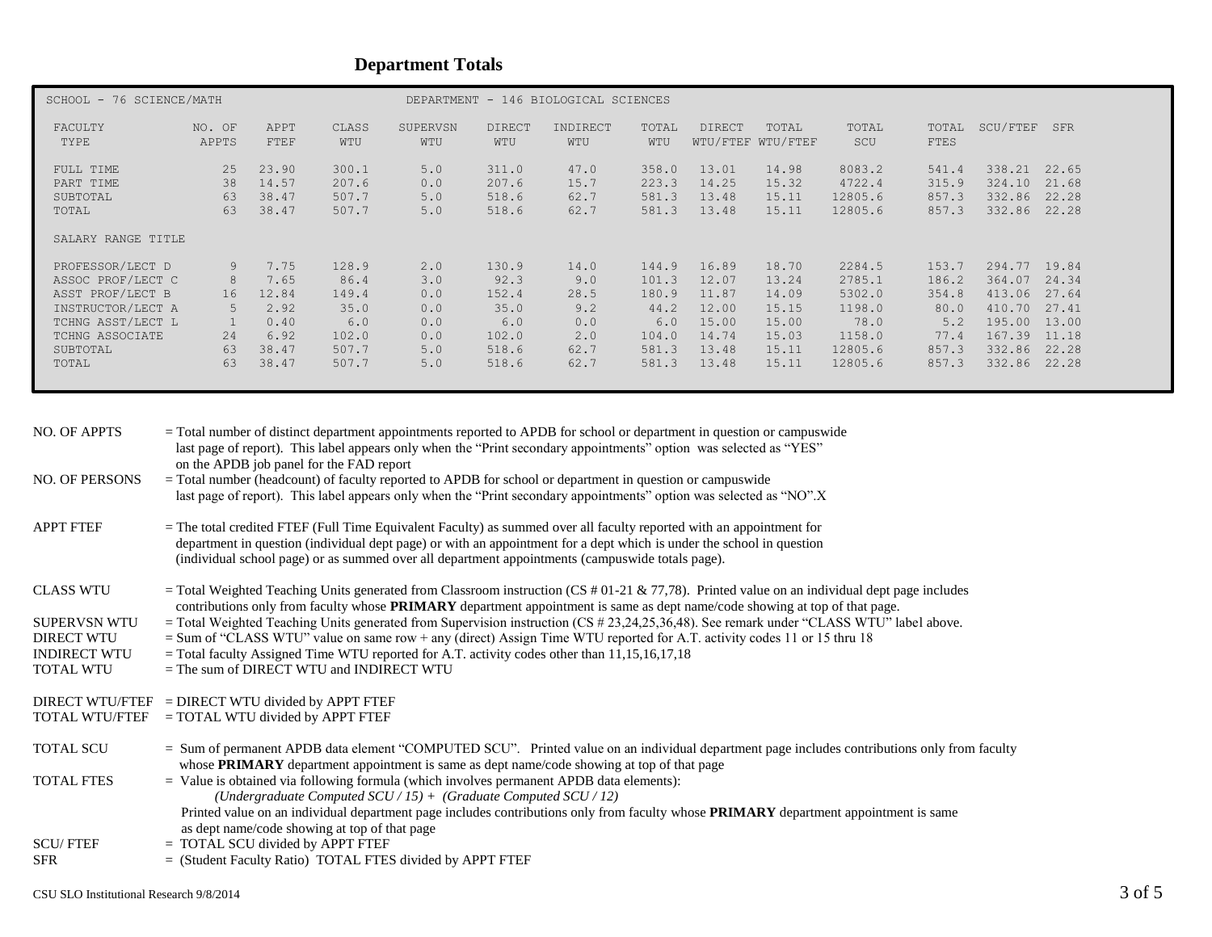## Department Totals

SCHOOL - 76 SCIENCE/MATH — DEPARTMENT - 146 BIOLOGICAL SCIENCES

| FACULTY TYPE | NO. OF APPTS | APPT FTEF | CLASS WTU | SUPERVSN WTU | DIRECT WTU | INDIRECT WTU | TOTAL WTU | DIRECT WTU/FTEF | TOTAL WTU/FTEF | TOTAL SCU | TOTAL FTES | SCU/FTEF | SFR |
|---|---|---|---|---|---|---|---|---|---|---|---|---|---|
| FULL TIME | 25 | 23.90 | 300.1 | 5.0 | 311.0 | 47.0 | 358.0 | 13.01 | 14.98 | 8083.2 | 541.4 | 338.21 | 22.65 |
| PART TIME | 38 | 14.57 | 207.6 | 0.0 | 207.6 | 15.7 | 223.3 | 14.25 | 15.32 | 4722.4 | 315.9 | 324.10 | 21.68 |
| SUBTOTAL | 63 | 38.47 | 507.7 | 5.0 | 518.6 | 62.7 | 581.3 | 13.48 | 15.11 | 12805.6 | 857.3 | 332.86 | 22.28 |
| TOTAL | 63 | 38.47 | 507.7 | 5.0 | 518.6 | 62.7 | 581.3 | 13.48 | 15.11 | 12805.6 | 857.3 | 332.86 | 22.28 |
| SALARY RANGE TITLE | | | | | | | | | | | | | |
| PROFESSOR/LECT D | 9 | 7.75 | 128.9 | 2.0 | 130.9 | 14.0 | 144.9 | 16.89 | 18.70 | 2284.5 | 153.7 | 294.77 | 19.84 |
| ASSOC PROF/LECT C | 8 | 7.65 | 86.4 | 3.0 | 92.3 | 9.0 | 101.3 | 12.07 | 13.24 | 2785.1 | 186.2 | 364.07 | 24.34 |
| ASST PROF/LECT B | 16 | 12.84 | 149.4 | 0.0 | 152.4 | 28.5 | 180.9 | 11.87 | 14.09 | 5302.0 | 354.8 | 413.06 | 27.64 |
| INSTRUCTOR/LECT A | 5 | 2.92 | 35.0 | 0.0 | 35.0 | 9.2 | 44.2 | 12.00 | 15.15 | 1198.0 | 80.0 | 410.70 | 27.41 |
| TCHNG ASST/LECT L | 1 | 0.40 | 6.0 | 0.0 | 6.0 | 0.0 | 6.0 | 15.00 | 15.00 | 78.0 | 5.2 | 195.00 | 13.00 |
| TCHNG ASSOCIATE | 24 | 6.92 | 102.0 | 0.0 | 102.0 | 2.0 | 104.0 | 14.74 | 15.03 | 1158.0 | 77.4 | 167.39 | 11.18 |
| SUBTOTAL | 63 | 38.47 | 507.7 | 5.0 | 518.6 | 62.7 | 581.3 | 13.48 | 15.11 | 12805.6 | 857.3 | 332.86 | 22.28 |
| TOTAL | 63 | 38.47 | 507.7 | 5.0 | 518.6 | 62.7 | 581.3 | 13.48 | 15.11 | 12805.6 | 857.3 | 332.86 | 22.28 |

NO. OF APPTS = Total number of distinct department appointments reported to APDB for school or department in question or campuswide last page of report). This label appears only when the "Print secondary appointments" option was selected as "YES" on the APDB job panel for the FAD report

NO. OF PERSONS = Total number (headcount) of faculty reported to APDB for school or department in question or campuswide last page of report). This label appears only when the "Print secondary appointments" option was selected as "NO".X

APPT FTEF = The total credited FTEF (Full Time Equivalent Faculty) as summed over all faculty reported with an appointment for department in question (individual dept page) or with an appointment for a dept which is under the school in question (individual school page) or as summed over all department appointments (campuswide totals page).

CLASS WTU = Total Weighted Teaching Units generated from Classroom instruction (CS # 01-21 & 77,78). Printed value on an individual dept page includes contributions only from faculty whose **PRIMARY** department appointment is same as dept name/code showing at top of that page.

SUPERVSN WTU = Total Weighted Teaching Units generated from Supervision instruction (CS # 23,24,25,36,48). See remark under "CLASS WTU" label above.

DIRECT WTU = Sum of "CLASS WTU" value on same row + any (direct) Assign Time WTU reported for A.T. activity codes 11 or 15 thru 18

INDIRECT WTU = Total faculty Assigned Time WTU reported for A.T. activity codes other than 11,15,16,17,18

TOTAL WTU = The sum of DIRECT WTU and INDIRECT WTU

DIRECT WTU/FTEF = DIRECT WTU divided by APPT FTEF

TOTAL WTU/FTEF = TOTAL WTU divided by APPT FTEF

TOTAL SCU = Sum of permanent APDB data element "COMPUTED SCU". Printed value on an individual department page includes contributions only from faculty whose **PRIMARY** department appointment is same as dept name/code showing at top of that page

TOTAL FTES = Value is obtained via following formula (which involves permanent APDB data elements):
*(Undergraduate Computed SCU / 15) + (Graduate Computed SCU / 12)*
Printed value on an individual department page includes contributions only from faculty whose **PRIMARY** department appointment is same as dept name/code showing at top of that page

SCU/ FTEF = TOTAL SCU divided by APPT FTEF

SFR = (Student Faculty Ratio) TOTAL FTES divided by APPT FTEF

CSU SLO Institutional Research 9/8/2014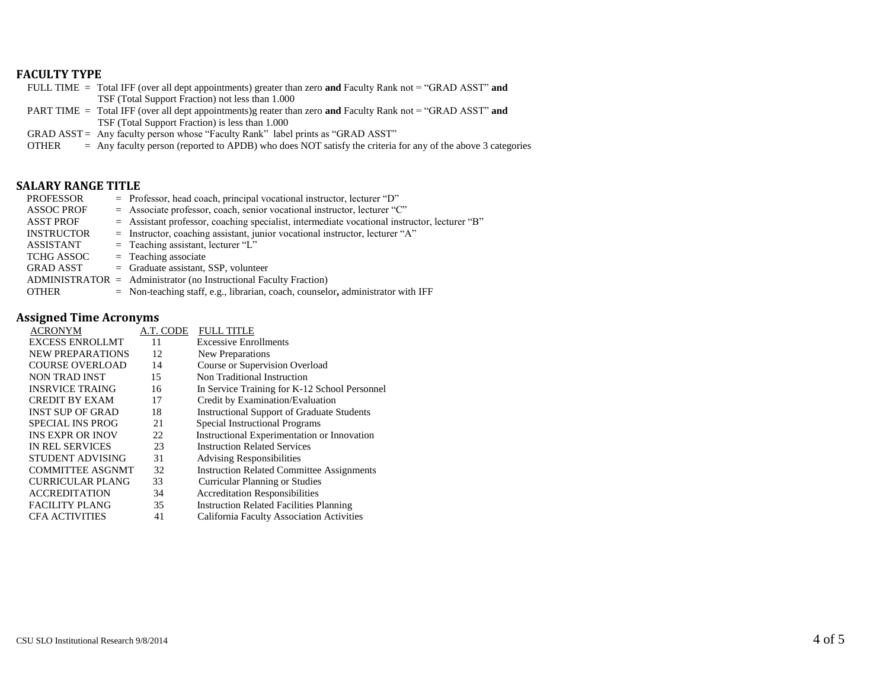## FACULTY TYPE

| | | |
|---|---|---|
| FULL TIME | = | Total IFF (over all dept appointments) greater than zero **and** Faculty Rank not = "GRAD ASST" **and** TSF (Total Support Fraction) not less than 1.000 |
| PART TIME | = | Total IFF (over all dept appointments)g reater than zero **and** Faculty Rank not = "GRAD ASST" **and** TSF (Total Support Fraction) is less than 1.000 |
| GRAD ASST | = | Any faculty person whose "Faculty Rank" label prints as "GRAD ASST" |
| OTHER | = | Any faculty person (reported to APDB) who does NOT satisfy the criteria for any of the above 3 categories |

## SALARY RANGE TITLE

| | | |
|---|---|---|
| PROFESSOR | = | Professor, head coach, principal vocational instructor, lecturer "D" |
| ASSOC PROF | = | Associate professor, coach, senior vocational instructor, lecturer "C" |
| ASST PROF | = | Assistant professor, coaching specialist, intermediate vocational instructor, lecturer "B" |
| INSTRUCTOR | = | Instructor, coaching assistant, junior vocational instructor, lecturer "A" |
| ASSISTANT | = | Teaching assistant, lecturer "L" |
| TCHG ASSOC | = | Teaching associate |
| GRAD ASST | = | Graduate assistant, SSP, volunteer |
| ADMINISTRATOR | = | Administrator (no Instructional Faculty Fraction) |
| OTHER | = | Non-teaching staff, e.g., librarian, coach, counselor**,** administrator with IFF |

## Assigned Time Acronyms

| ACRONYM | A.T. CODE | FULL TITLE |
|---|---|---|
| EXCESS ENROLLMT | 11 | Excessive Enrollments |
| NEW PREPARATIONS | 12 | New Preparations |
| COURSE OVERLOAD | 14 | Course or Supervision Overload |
| NON TRAD INST | 15 | Non Traditional Instruction |
| INSRVICE TRAING | 16 | In Service Training for K-12 School Personnel |
| CREDIT BY EXAM | 17 | Credit by Examination/Evaluation |
| INST SUP OF GRAD | 18 | Instructional Support of Graduate Students |
| SPECIAL INS PROG | 21 | Special Instructional Programs |
| INS EXPR OR INOV | 22 | Instructional Experimentation or Innovation |
| IN REL SERVICES | 23 | Instruction Related Services |
| STUDENT ADVISING | 31 | Advising Responsibilities |
| COMMITTEE ASGNMT | 32 | Instruction Related Committee Assignments |
| CURRICULAR PLANG | 33 | Curricular Planning or Studies |
| ACCREDITATION | 34 | Accreditation Responsibilities |
| FACILITY PLANG | 35 | Instruction Related Facilities Planning |
| CFA ACTIVITIES | 41 | California Faculty Association Activities |

CSU SLO Institutional Research 9/8/2014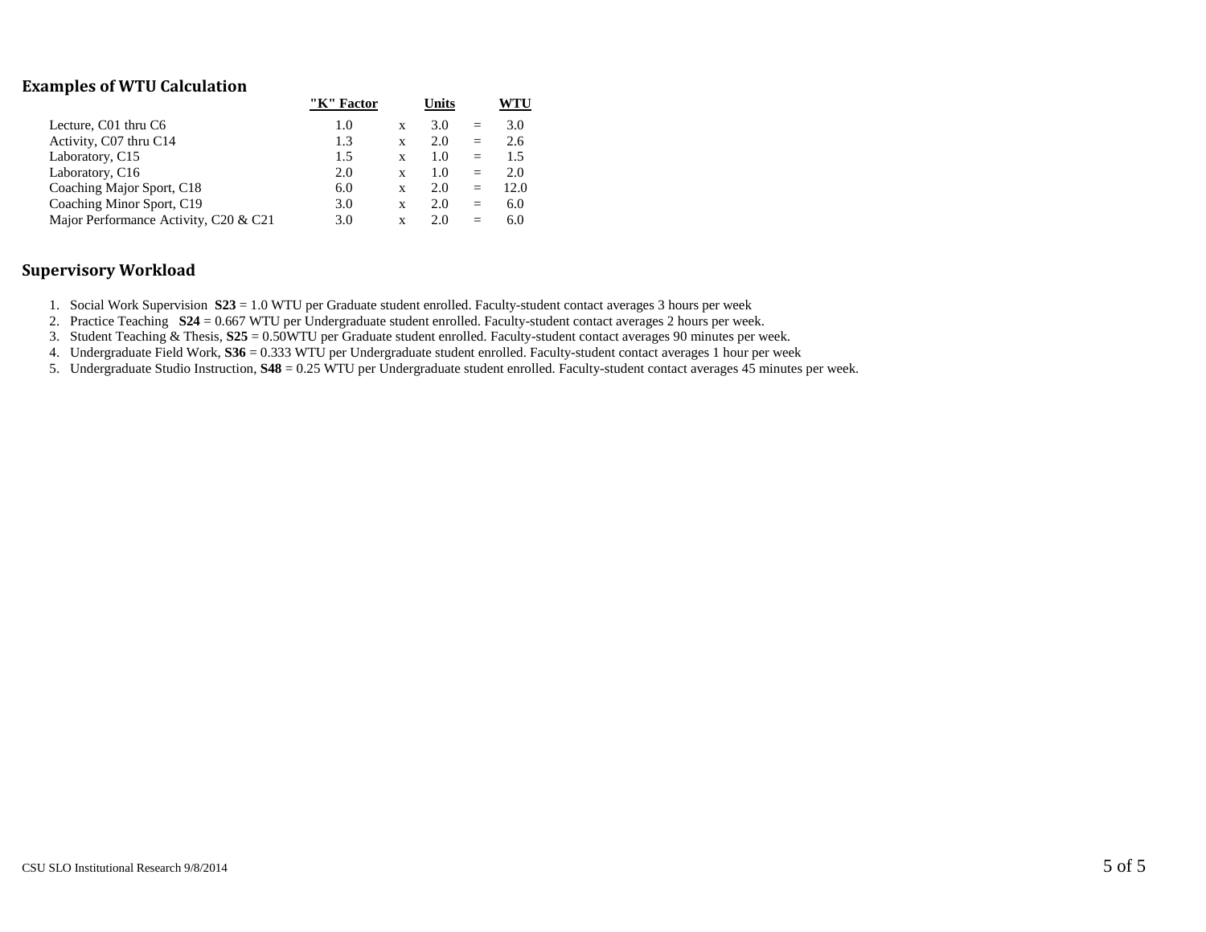## Examples of WTU Calculation

| | "K" Factor | | Units | | WTU |
|---|---|---|---|---|---|
| Lecture, C01 thru C6 | 1.0 | x | 3.0 | = | 3.0 |
| Activity, C07 thru C14 | 1.3 | x | 2.0 | = | 2.6 |
| Laboratory, C15 | 1.5 | x | 1.0 | = | 1.5 |
| Laboratory, C16 | 2.0 | x | 1.0 | = | 2.0 |
| Coaching Major Sport, C18 | 6.0 | x | 2.0 | = | 12.0 |
| Coaching Minor Sport, C19 | 3.0 | x | 2.0 | = | 6.0 |
| Major Performance Activity, C20 & C21 | 3.0 | x | 2.0 | = | 6.0 |

## Supervisory Workload

1. Social Work Supervision **S23** = 1.0 WTU per Graduate student enrolled. Faculty-student contact averages 3 hours per week
2. Practice Teaching **S24** = 0.667 WTU per Undergraduate student enrolled. Faculty-student contact averages 2 hours per week.
3. Student Teaching & Thesis, **S25** = 0.50WTU per Graduate student enrolled. Faculty-student contact averages 90 minutes per week.
4. Undergraduate Field Work, **S36** = 0.333 WTU per Undergraduate student enrolled. Faculty-student contact averages 1 hour per week
5. Undergraduate Studio Instruction, **S48** = 0.25 WTU per Undergraduate student enrolled. Faculty-student contact averages 45 minutes per week.

CSU SLO Institutional Research 9/8/2014